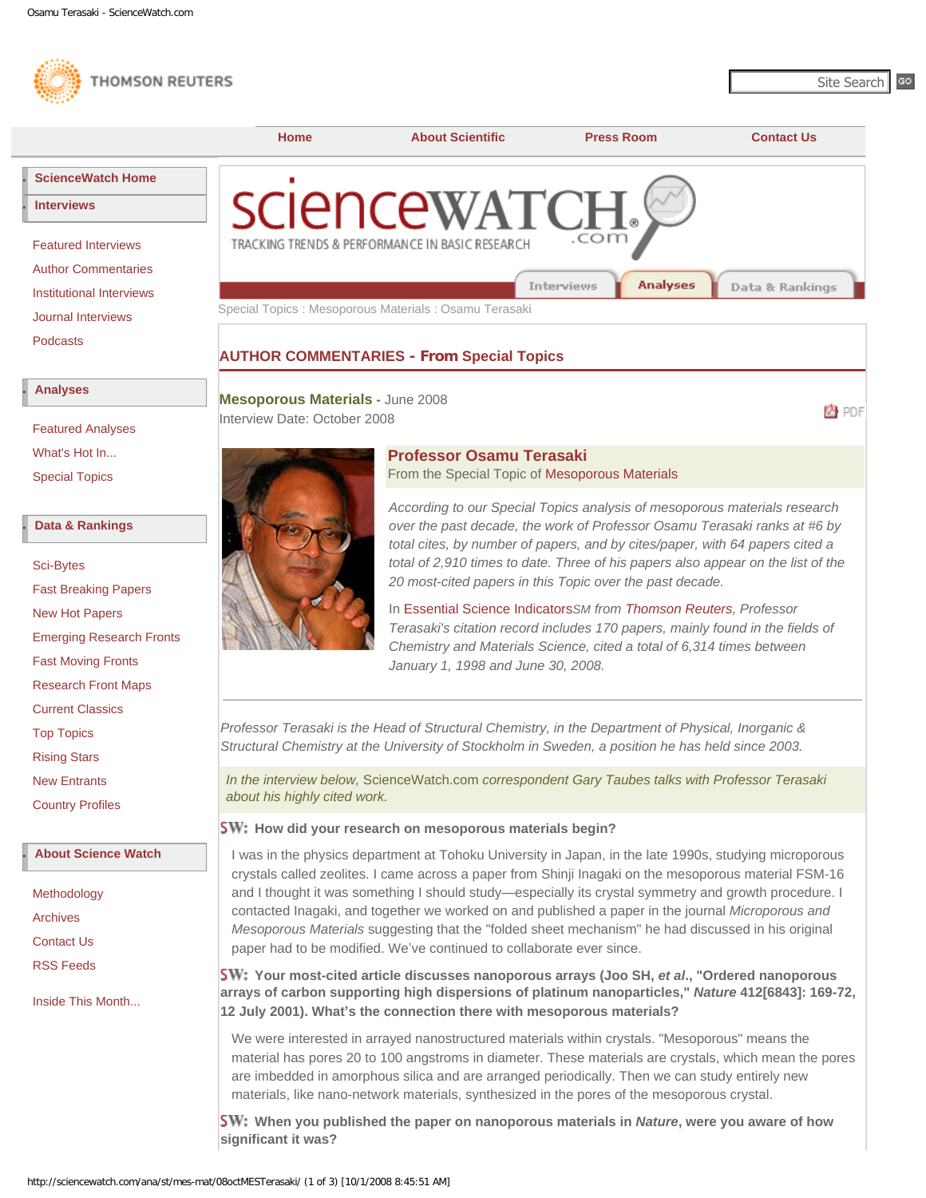Special Topics : Mesoporous Materials : Osamu Terasaki

## AUTHOR COMMENTARIES - From Special Topics

**Mesoporous Materials** - June 2008
Interview Date: October 2008

### Professor Osamu Terasaki

From the Special Topic of Mesoporous Materials

*According to our Special Topics analysis of mesoporous materials research over the past decade, the work of Professor Osamu Terasaki ranks at #6 by total cites, by number of papers, and by cites/paper, with 64 papers cited a total of 2,910 times to date. Three of his papers also appear on the list of the 20 most-cited papers in this Topic over the past decade.*

*In Essential Science IndicatorsSM from Thomson Reuters, Professor Terasaki's citation record includes 170 papers, mainly found in the fields of Chemistry and Materials Science, cited a total of 6,314 times between January 1, 1998 and June 30, 2008.*

---

*Professor Terasaki is the Head of Structural Chemistry, in the Department of Physical, Inorganic & Structural Chemistry at the University of Stockholm in Sweden, a position he has held since 2003.*

*In the interview below,* ScienceWatch.com *correspondent Gary Taubes talks with Professor Terasaki about his highly cited work.*

**SW: How did your research on mesoporous materials begin?**

I was in the physics department at Tohoku University in Japan, in the late 1990s, studying microporous crystals called zeolites. I came across a paper from Shinji Inagaki on the mesoporous material FSM-16 and I thought it was something I should study—especially its crystal symmetry and growth procedure. I contacted Inagaki, and together we worked on and published a paper in the journal *Microporous and Mesoporous Materials* suggesting that the "folded sheet mechanism" he had discussed in his original paper had to be modified. We've continued to collaborate ever since.

**SW: Your most-cited article discusses nanoporous arrays (Joo SH, *et al*., "Ordered nanoporous arrays of carbon supporting high dispersions of platinum nanoparticles," *Nature* 412[6843]: 169-72, 12 July 2001). What's the connection there with mesoporous materials?**

We were interested in arrayed nanostructured materials within crystals. "Mesoporous" means the material has pores 20 to 100 angstroms in diameter. These materials are crystals, which mean the pores are imbedded in amorphous silica and are arranged periodically. Then we can study entirely new materials, like nano-network materials, synthesized in the pores of the mesoporous crystal.

**SW: When you published the paper on nanoporous materials in *Nature*, were you aware of how significant it was?**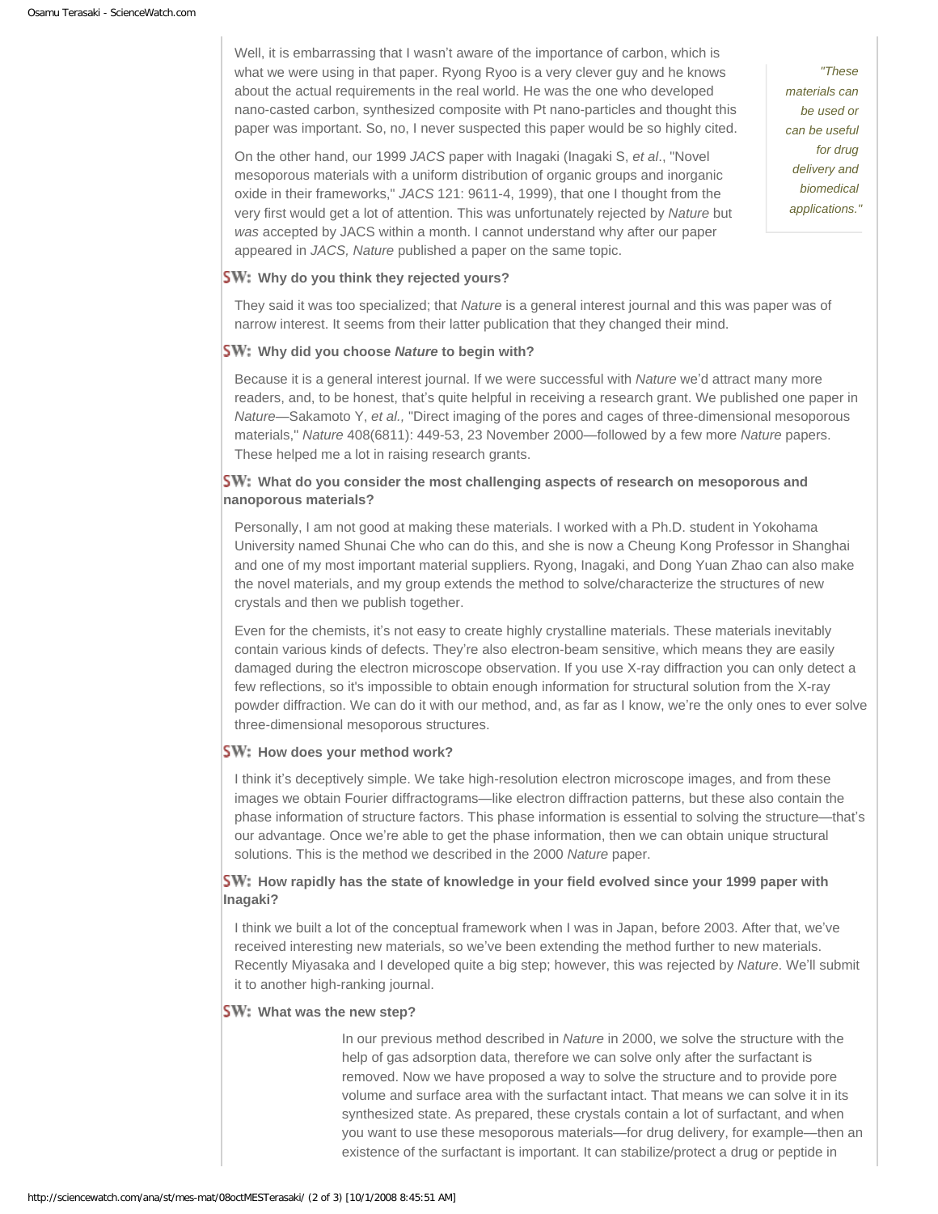Well, it is embarrassing that I wasn't aware of the importance of carbon, which is what we were using in that paper. Ryong Ryoo is a very clever guy and he knows about the actual requirements in the real world. He was the one who developed nano-casted carbon, synthesized composite with Pt nano-particles and thought this paper was important. So, no, I never suspected this paper would be so highly cited.

*"These materials can be used or can be useful for drug delivery and biomedical applications."*

On the other hand, our 1999 *JACS* paper with Inagaki (Inagaki S, *et al*., "Novel mesoporous materials with a uniform distribution of organic groups and inorganic oxide in their frameworks," *JACS* 121: 9611-4, 1999), that one I thought from the very first would get a lot of attention. This was unfortunately rejected by *Nature* but *was* accepted by JACS within a month. I cannot understand why after our paper appeared in *JACS, Nature* published a paper on the same topic.

**SW: Why do you think they rejected yours?**

They said it was too specialized; that *Nature* is a general interest journal and this was paper was of narrow interest. It seems from their latter publication that they changed their mind.

**SW: Why did you choose *Nature* to begin with?**

Because it is a general interest journal. If we were successful with *Nature* we'd attract many more readers, and, to be honest, that's quite helpful in receiving a research grant. We published one paper in *Nature*—Sakamoto Y, *et al.,* "Direct imaging of the pores and cages of three-dimensional mesoporous materials," *Nature* 408(6811): 449-53, 23 November 2000—followed by a few more *Nature* papers. These helped me a lot in raising research grants.

**SW: What do you consider the most challenging aspects of research on mesoporous and nanoporous materials?**

Personally, I am not good at making these materials. I worked with a Ph.D. student in Yokohama University named Shunai Che who can do this, and she is now a Cheung Kong Professor in Shanghai and one of my most important material suppliers. Ryong, Inagaki, and Dong Yuan Zhao can also make the novel materials, and my group extends the method to solve/characterize the structures of new crystals and then we publish together.

Even for the chemists, it's not easy to create highly crystalline materials. These materials inevitably contain various kinds of defects. They're also electron-beam sensitive, which means they are easily damaged during the electron microscope observation. If you use X-ray diffraction you can only detect a few reflections, so it's impossible to obtain enough information for structural solution from the X-ray powder diffraction. We can do it with our method, and, as far as I know, we're the only ones to ever solve three-dimensional mesoporous structures.

**SW: How does your method work?**

I think it's deceptively simple. We take high-resolution electron microscope images, and from these images we obtain Fourier diffractograms—like electron diffraction patterns, but these also contain the phase information of structure factors. This phase information is essential to solving the structure—that's our advantage. Once we're able to get the phase information, then we can obtain unique structural solutions. This is the method we described in the 2000 *Nature* paper.

**SW: How rapidly has the state of knowledge in your field evolved since your 1999 paper with Inagaki?**

I think we built a lot of the conceptual framework when I was in Japan, before 2003. After that, we've received interesting new materials, so we've been extending the method further to new materials. Recently Miyasaka and I developed quite a big step; however, this was rejected by *Nature*. We'll submit it to another high-ranking journal.

**SW: What was the new step?**

In our previous method described in *Nature* in 2000, we solve the structure with the help of gas adsorption data, therefore we can solve only after the surfactant is removed. Now we have proposed a way to solve the structure and to provide pore volume and surface area with the surfactant intact. That means we can solve it in its synthesized state. As prepared, these crystals contain a lot of surfactant, and when you want to use these mesoporous materials—for drug delivery, for example—then an existence of the surfactant is important. It can stabilize/protect a drug or peptide in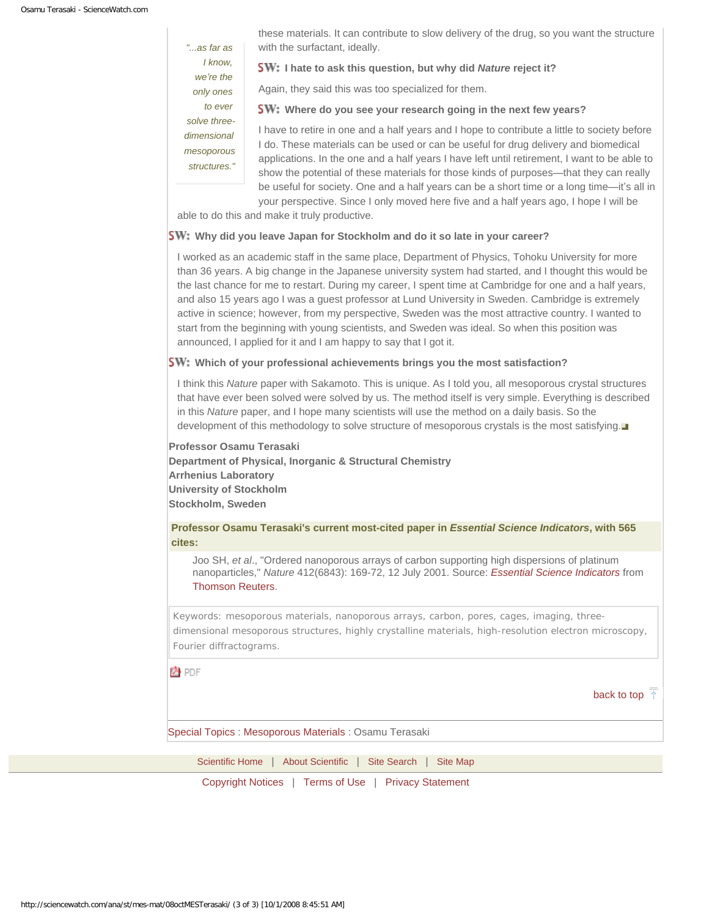these materials. It can contribute to slow delivery of the drug, so you want the structure with the surfactant, ideally.

*"...as far as I know, we're the only ones to ever solve three-dimensional mesoporous structures."*

**SW: I hate to ask this question, but why did *Nature* reject it?**

Again, they said this was too specialized for them.

**SW: Where do you see your research going in the next few years?**

I have to retire in one and a half years and I hope to contribute a little to society before I do. These materials can be used or can be useful for drug delivery and biomedical applications. In the one and a half years I have left until retirement, I want to be able to show the potential of these materials for those kinds of purposes—that they can really be useful for society. One and a half years can be a short time or a long time—it's all in your perspective. Since I only moved here five and a half years ago, I hope I will be able to do this and make it truly productive.

**SW: Why did you leave Japan for Stockholm and do it so late in your career?**

I worked as an academic staff in the same place, Department of Physics, Tohoku University for more than 36 years. A big change in the Japanese university system had started, and I thought this would be the last chance for me to restart. During my career, I spent time at Cambridge for one and a half years, and also 15 years ago I was a guest professor at Lund University in Sweden. Cambridge is extremely active in science; however, from my perspective, Sweden was the most attractive country. I wanted to start from the beginning with young scientists, and Sweden was ideal. So when this position was announced, I applied for it and I am happy to say that I got it.

**SW: Which of your professional achievements brings you the most satisfaction?**

I think this *Nature* paper with Sakamoto. This is unique. As I told you, all mesoporous crystal structures that have ever been solved were solved by us. The method itself is very simple. Everything is described in this *Nature* paper, and I hope many scientists will use the method on a daily basis. So the development of this methodology to solve structure of mesoporous crystals is the most satisfying.

**Professor Osamu Terasaki**
**Department of Physical, Inorganic & Structural Chemistry**
**Arrhenius Laboratory**
**University of Stockholm**
**Stockholm, Sweden**

**Professor Osamu Terasaki's current most-cited paper in *Essential Science Indicators*, with 565 cites:**

Joo SH, *et al*., "Ordered nanoporous arrays of carbon supporting high dispersions of platinum nanoparticles," *Nature* 412(6843): 169-72, 12 July 2001. Source: *Essential Science Indicators* from Thomson Reuters.

Keywords: mesoporous materials, nanoporous arrays, carbon, pores, cages, imaging, three-dimensional mesoporous structures, highly crystalline materials, high-resolution electron microscopy, Fourier diffractograms.

PDF

back to top

Special Topics : Mesoporous Materials : Osamu Terasaki

Scientific Home | About Scientific | Site Search | Site Map

Copyright Notices | Terms of Use | Privacy Statement